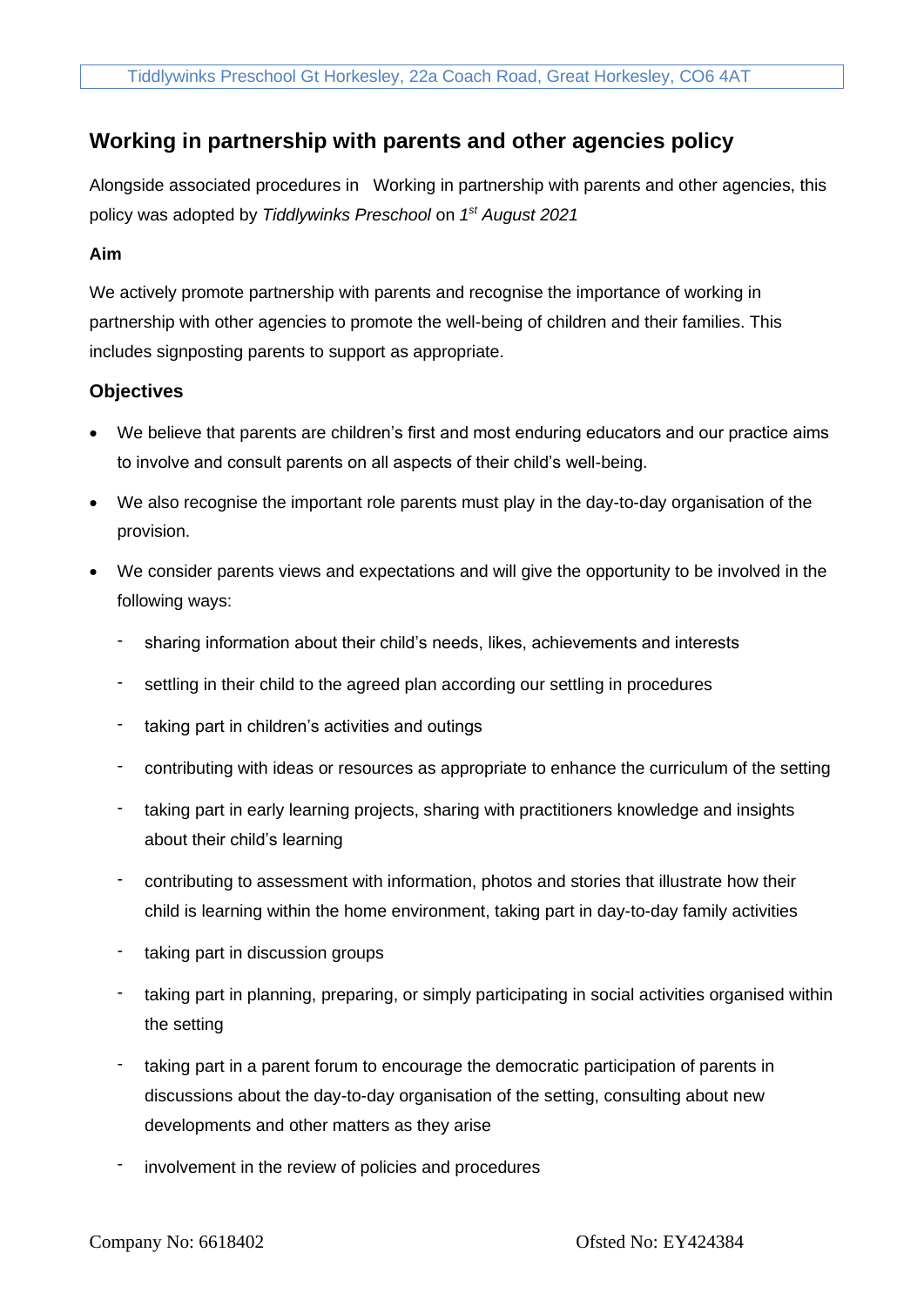# Working in partnership with parents and other agencies policy

Alongside associated procedures in Working in partnership with parents and other agencies, this policy was adopted by *Tiddlywinks Preschool* on *1st August 2021*

### Aim

We actively promote partnership with parents and recognise the importance of working in partnership with other agencies to promote the well-being of children and their families. This includes signposting parents to support as appropriate.

## Objectives

- We believe that parents are children's first and most enduring educators and our practice aims to involve and consult parents on all aspects of their child's well-being.
- We also recognise the important role parents must play in the day-to-day organisation of the provision.
- We consider parents views and expectations and will give the opportunity to be involved in the following ways:
  - sharing information about their child's needs, likes, achievements and interests
  - settling in their child to the agreed plan according our settling in procedures
  - taking part in children's activities and outings
  - contributing with ideas or resources as appropriate to enhance the curriculum of the setting
  - taking part in early learning projects, sharing with practitioners knowledge and insights about their child's learning
  - contributing to assessment with information, photos and stories that illustrate how their child is learning within the home environment, taking part in day-to-day family activities
  - taking part in discussion groups
  - taking part in planning, preparing, or simply participating in social activities organised within the setting
  - taking part in a parent forum to encourage the democratic participation of parents in discussions about the day-to-day organisation of the setting, consulting about new developments and other matters as they arise
  - involvement in the review of policies and procedures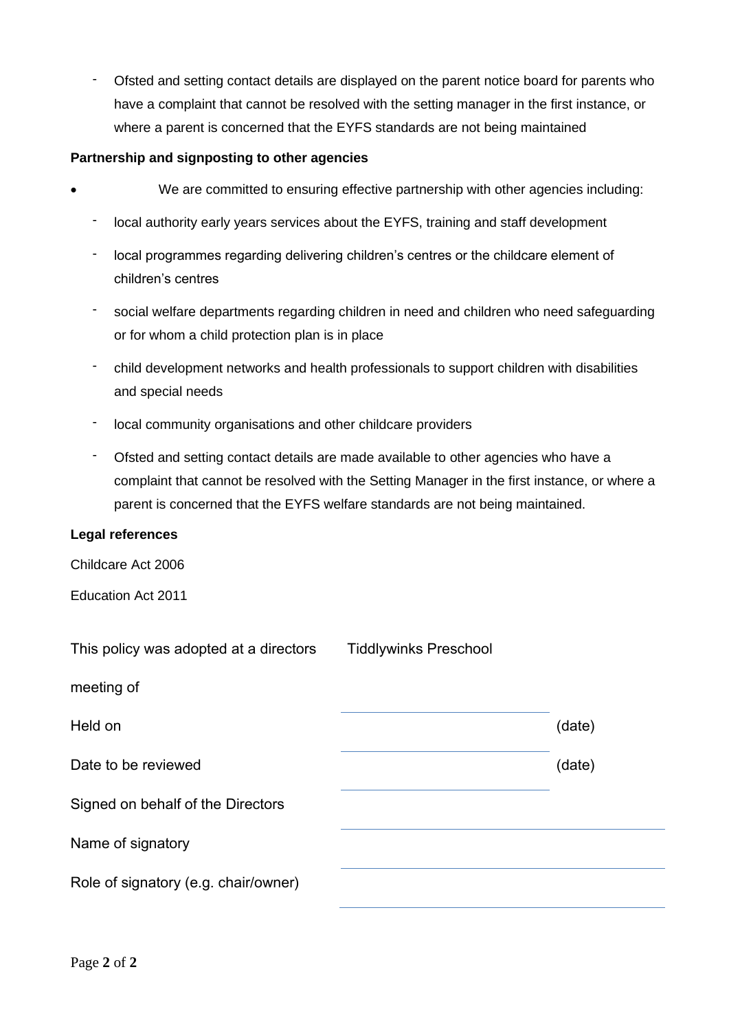- Ofsted and setting contact details are displayed on the parent notice board for parents who have a complaint that cannot be resolved with the setting manager in the first instance, or where a parent is concerned that the EYFS standards are not being maintained

**Partnership and signposting to other agencies**

- We are committed to ensuring effective partnership with other agencies including:
  - local authority early years services about the EYFS, training and staff development
  - local programmes regarding delivering children's centres or the childcare element of children's centres
  - social welfare departments regarding children in need and children who need safeguarding or for whom a child protection plan is in place
  - child development networks and health professionals to support children with disabilities and special needs
  - local community organisations and other childcare providers
  - Ofsted and setting contact details are made available to other agencies who have a complaint that cannot be resolved with the Setting Manager in the first instance, or where a parent is concerned that the EYFS welfare standards are not being maintained.

**Legal references**

Childcare Act 2006

Education Act 2011

| | | |
|---|---|---|
| This policy was adopted at a directors meeting of | Tiddlywinks Preschool | |
| Held on | ____________ | (date) |
| Date to be reviewed | ____________ | (date) |
| Signed on behalf of the Directors | ____________ | |
| Name of signatory | ____________ | |
| Role of signatory (e.g. chair/owner) | ____________ | |